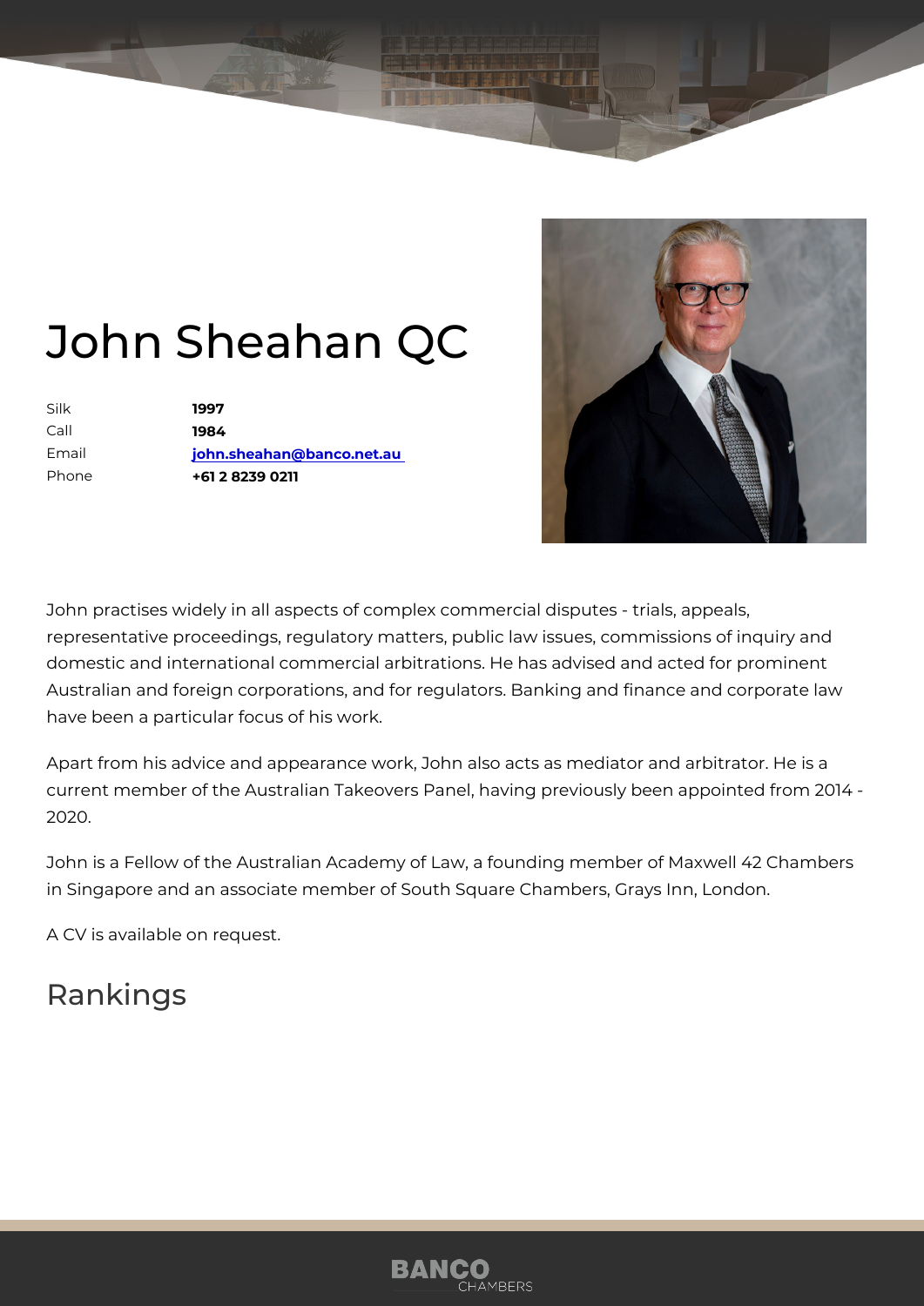# John Sheahan QC

| | |
|---|---|
| Silk | **1997** |
| Call | **1984** |
| Email | **[john.sheahan@banco.net.au](mailto:john.sheahan@banco.net.au)** |
| Phone | **+61 2 8239 0211** |

John practises widely in all aspects of complex commercial disputes - trials, appeals, representative proceedings, regulatory matters, public law issues, commissions of inquiry and domestic and international commercial arbitrations. He has advised and acted for prominent Australian and foreign corporations, and for regulators. Banking and finance and corporate law have been a particular focus of his work.

Apart from his advice and appearance work, John also acts as mediator and arbitrator. He is a current member of the Australian Takeovers Panel, having previously been appointed from 2014 - 2020.

John is a Fellow of the Australian Academy of Law, a founding member of Maxwell 42 Chambers in Singapore and an associate member of South Square Chambers, Grays Inn, London.

A CV is available on request.

## Rankings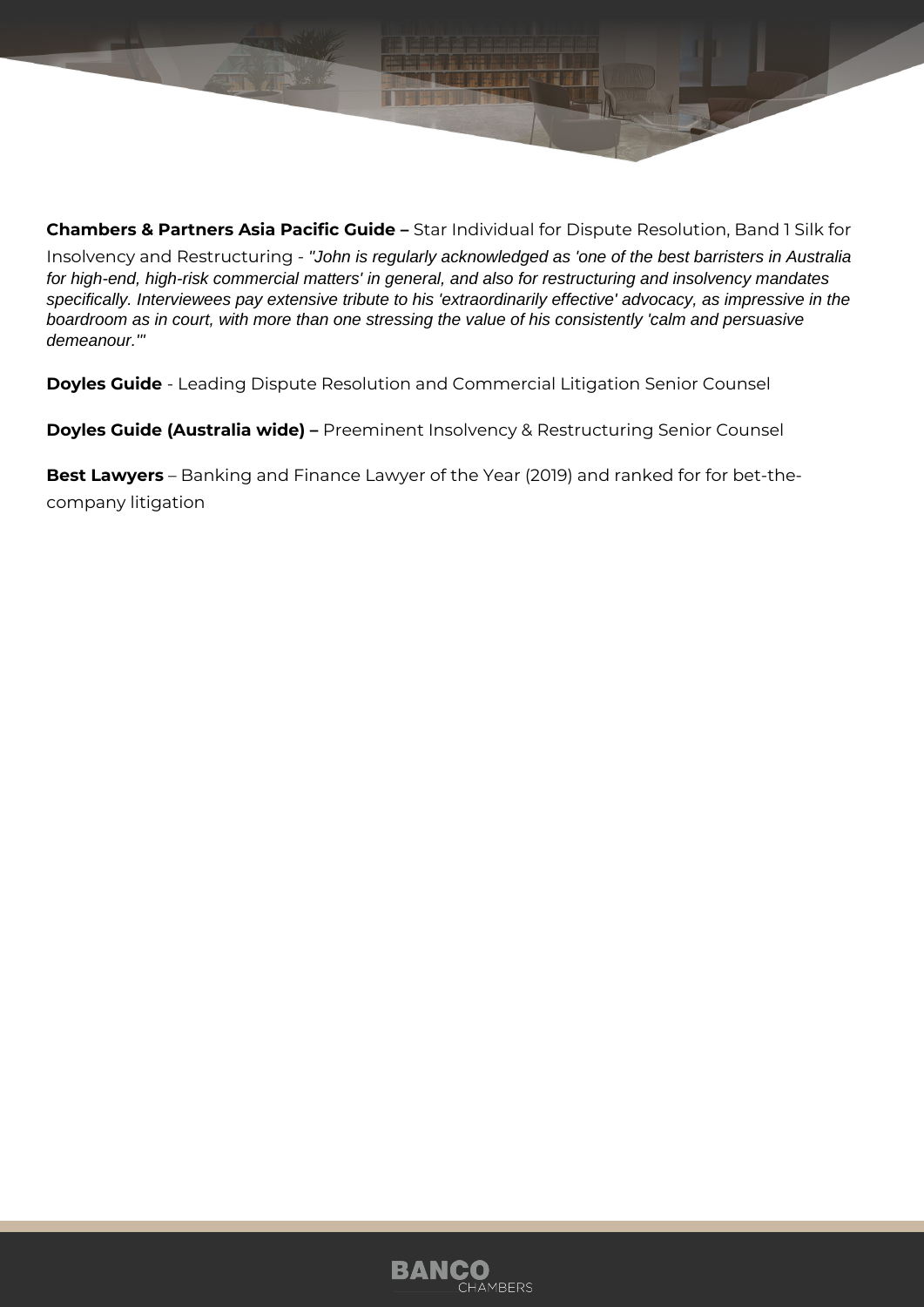**Chambers & Partners Asia Pacific Guide –** Star Individual for Dispute Resolution, Band 1 Silk for Insolvency and Restructuring - *"John is regularly acknowledged as 'one of the best barristers in Australia for high-end, high-risk commercial matters' in general, and also for restructuring and insolvency mandates specifically. Interviewees pay extensive tribute to his 'extraordinarily effective' advocacy, as impressive in the boardroom as in court, with more than one stressing the value of his consistently 'calm and persuasive demeanour.'"*

**Doyles Guide** - Leading Dispute Resolution and Commercial Litigation Senior Counsel

**Doyles Guide (Australia wide) –** Preeminent Insolvency & Restructuring Senior Counsel

**Best Lawyers** – Banking and Finance Lawyer of the Year (2019) and ranked for for bet-the-company litigation